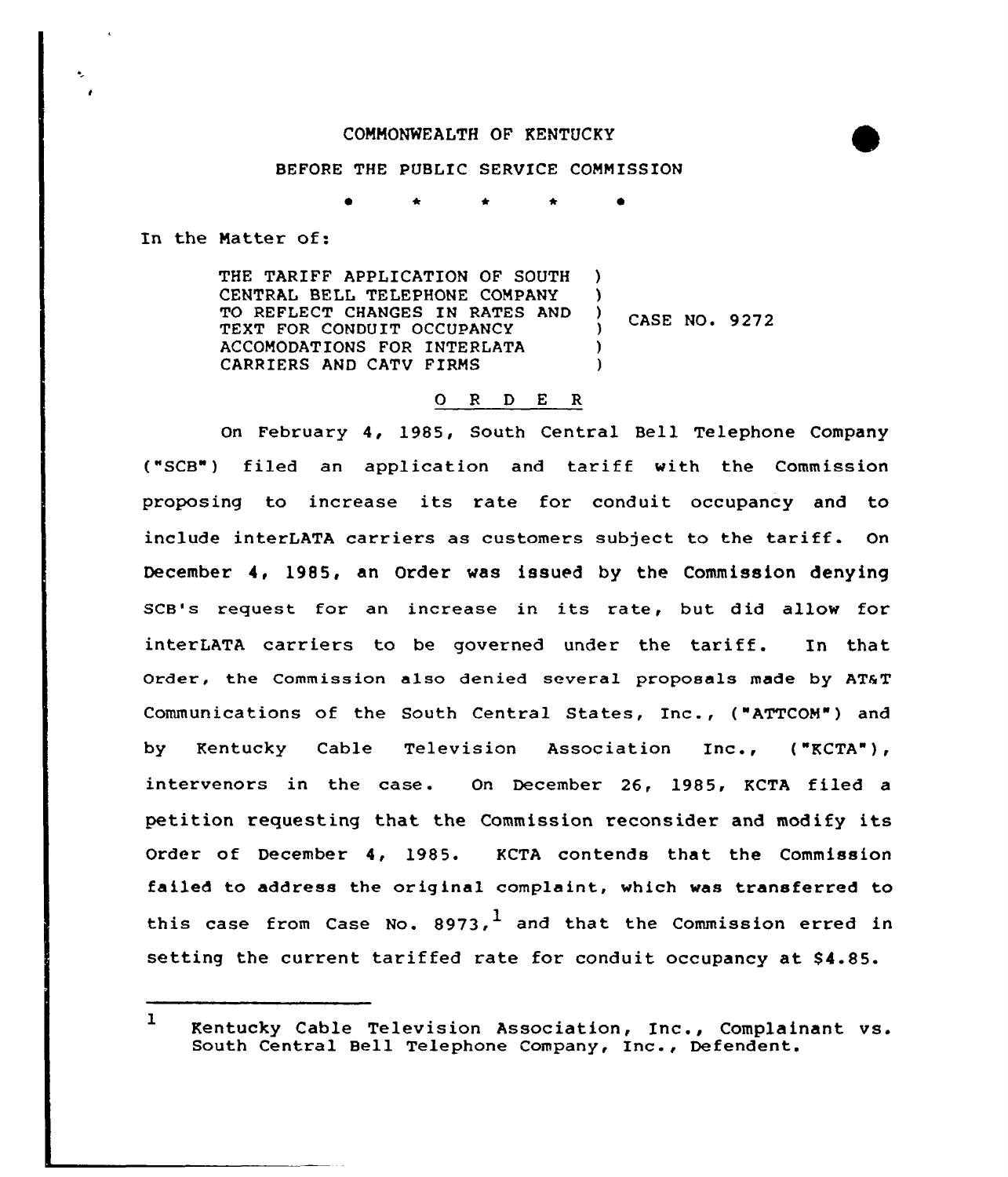COMMONWEALTH OF KENTUCKY

BEFORE THE PUBLIC SERVICE COMMISSION

\* \* \* \* \*

In the Matter of:

THE TARIFF APPLICATION OF SOUTH CENTRAL BELL TELEPHONE COMPANY TO REFLECT CHANGES IN RATES AND TEXT FOR CONDUIT OCCUPANCY ACCOMODATIONS FOR INTERLATA CARRIERS AND CATV FIRMS ) CASE NO. 9272

O R D E R

On February 4, 1985, South Central Bell Telephone Company ("SCB") filed an application and tariff with the Commission proposing to increase its rate for conduit occupancy and to include interLATA carriers as customers subject to the tariff. On December 4, 1985, an Order was issued by the Commission denying SCB's request for an increase in its rate, but did allow for interLATA carriers to be governed under the tariff. In that Order, the Commission also denied several proposals made by AT&T Communications of the South Central States, Inc., ("ATTCOM") and by Kentucky Cable Television Association Inc., ("KCTA"), intervenors in the case. On December 26, 1985, KCTA filed a petition requesting that the Commission reconsider and modify its Order of December 4, 1985. KCTA contends that the Commission failed to address the original complaint, which was transferred to this case from Case No. 8973,[1] and that the Commission erred in setting the current tariffed rate for conduit occupancy at $4.85.

---

[1] Kentucky Cable Television Association, Inc., Complainant vs. South Central Bell Telephone Company, Inc., Defendent.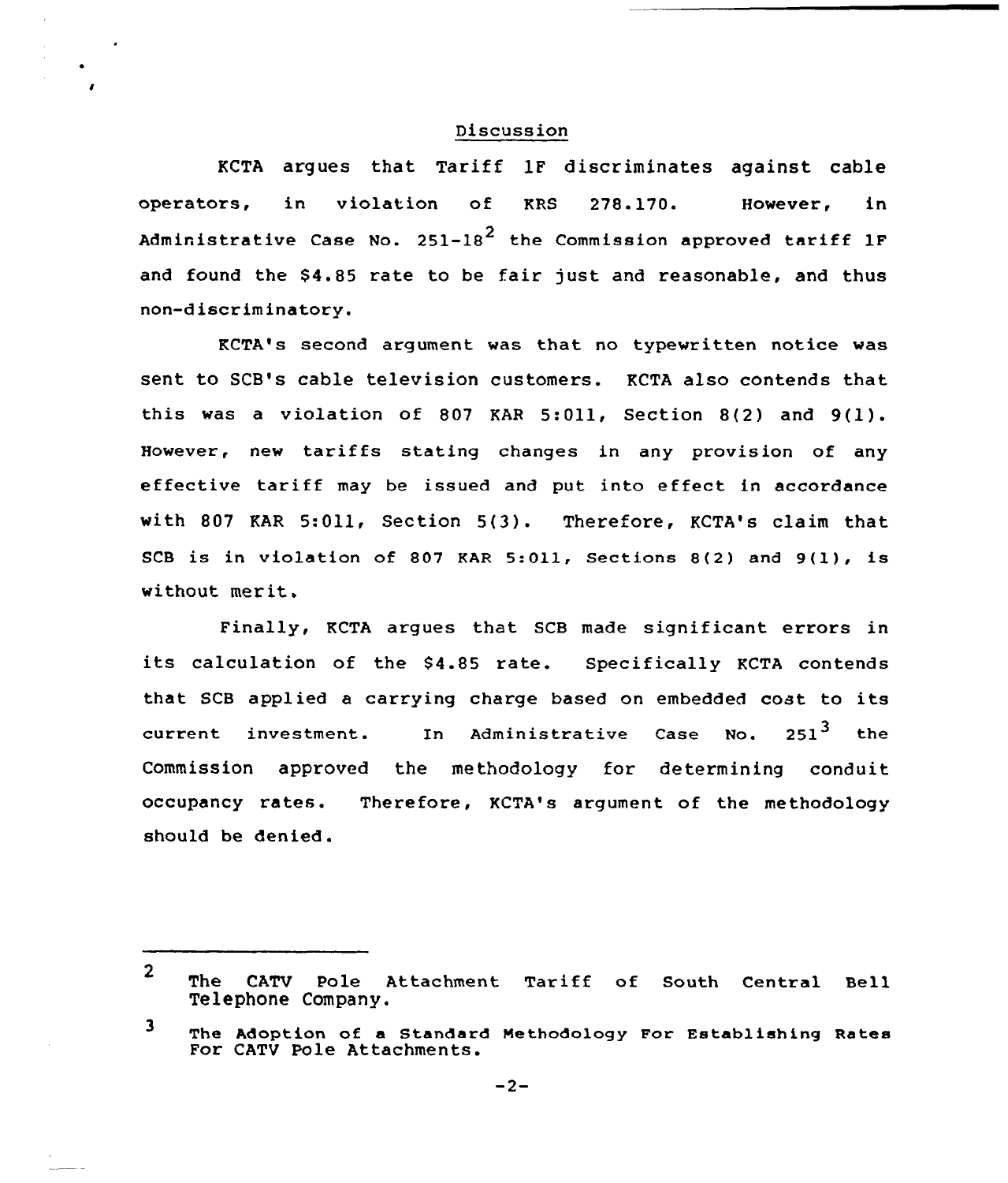## Discussion

KCTA argues that Tariff 1F discriminates against cable operators, in violation of KRS 278.170. However, in Administrative Case No. 251-18[2] the Commission approved tariff 1F and found the $4.85 rate to be fair just and reasonable, and thus non-discriminatory.

KCTA's second argument was that no typewritten notice was sent to SCB's cable television customers. KCTA also contends that this was a violation of 807 KAR 5:011, Section 8(2) and 9(1). However, new tariffs stating changes in any provision of any effective tariff may be issued and put into effect in accordance with 807 KAR 5:011, Section 5(3). Therefore, KCTA's claim that SCB is in violation of 807 KAR 5:011, Sections 8(2) and 9(1), is without merit.

Finally, KCTA argues that SCB made significant errors in its calculation of the $4.85 rate. Specifically KCTA contends that SCB applied a carrying charge based on embedded cost to its current investment. In Administrative Case No. 251[3] the Commission approved the methodology for determining conduit occupancy rates. Therefore, KCTA's argument of the methodology should be denied.

---

[2] The CATV Pole Attachment Tariff of South Central Bell Telephone Company.

[3] The Adoption of a Standard Methodology For Establishing Rates For CATV Pole Attachments.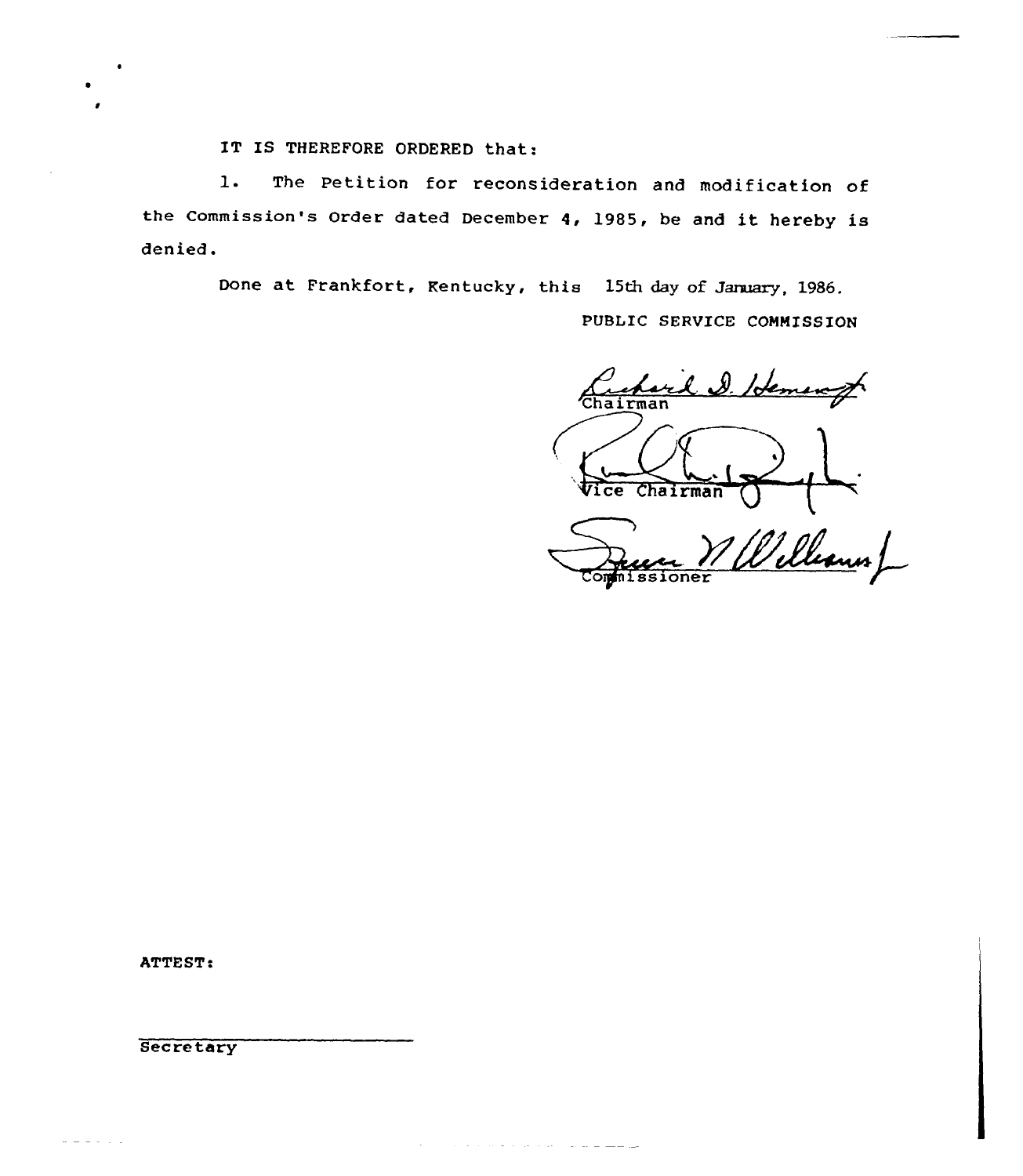IT IS THEREFORE ORDERED that:

1. The Petition for reconsideration and modification of the Commission's Order dated December 4, 1985, be and it hereby is denied.

Done at Frankfort, Kentucky, this 15th day of January, 1986.

PUBLIC SERVICE COMMISSION

Chairman

Vice Chairman

Commissioner

ATTEST:

Secretary